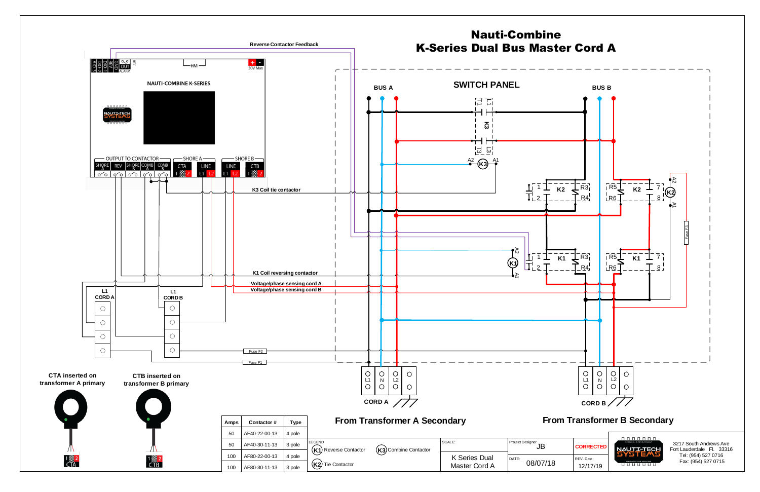# Nauti-Combine
# K-Series Dual Bus Master Cord A

NAUTI-COMBINE K-SERIES

AIO-3 DIO-2 DIO-1 REV GND OUT ALARM RTC HMI + - 30V Max

OUTPUT TO CONTACTOR: SHORE A, REV, SHORE B, COMB A, COMB B

SHORE A: CTA, LINE (L1, L2)

SHORE B: LINE (L1, L2), CTB

Reverse Contactor Feedback

K3 Coil tie contactor

K1 Coil reversing contactor

Voltage/phase sensing cord A

Voltage/phase sensing cord B

SWITCH PANEL

BUS A

BUS B

L1 CORD A

L1 CORD B

Fuse F2

Fuse F1

Fuse F3

CORD A (L1, N, L2)

CORD B (L1, N, L2)

From Transformer A Secondary

From Transformer B Secondary

CTA inserted on transformer A primary

CTB inserted on transformer B primary

| Amps | Contactor # | Type |
|---|---|---|
| 50 | AF40-22-00-13 | 4 pole |
| 50 | AF40-30-11-13 | 3 pole |
| 100 | AF80-22-00-13 | 4 pole |
| 100 | AF80-30-11-13 | 3 pole |

LEGEND

K1 Reverse Contactor

K2 Tie Contactor

K3 Combine Contactor

SCALE:

K Series Dual Master Cord A

Project Designer: JB

DATE: 08/07/18

CORRECTED

REV. Date: 12/17/19

NAUTI-TECH SYSTEMS

3217 South Andrews Ave
Fort Lauderdale Fl. 33316
Tel: (954) 527 0716
Fax: (954) 527 0715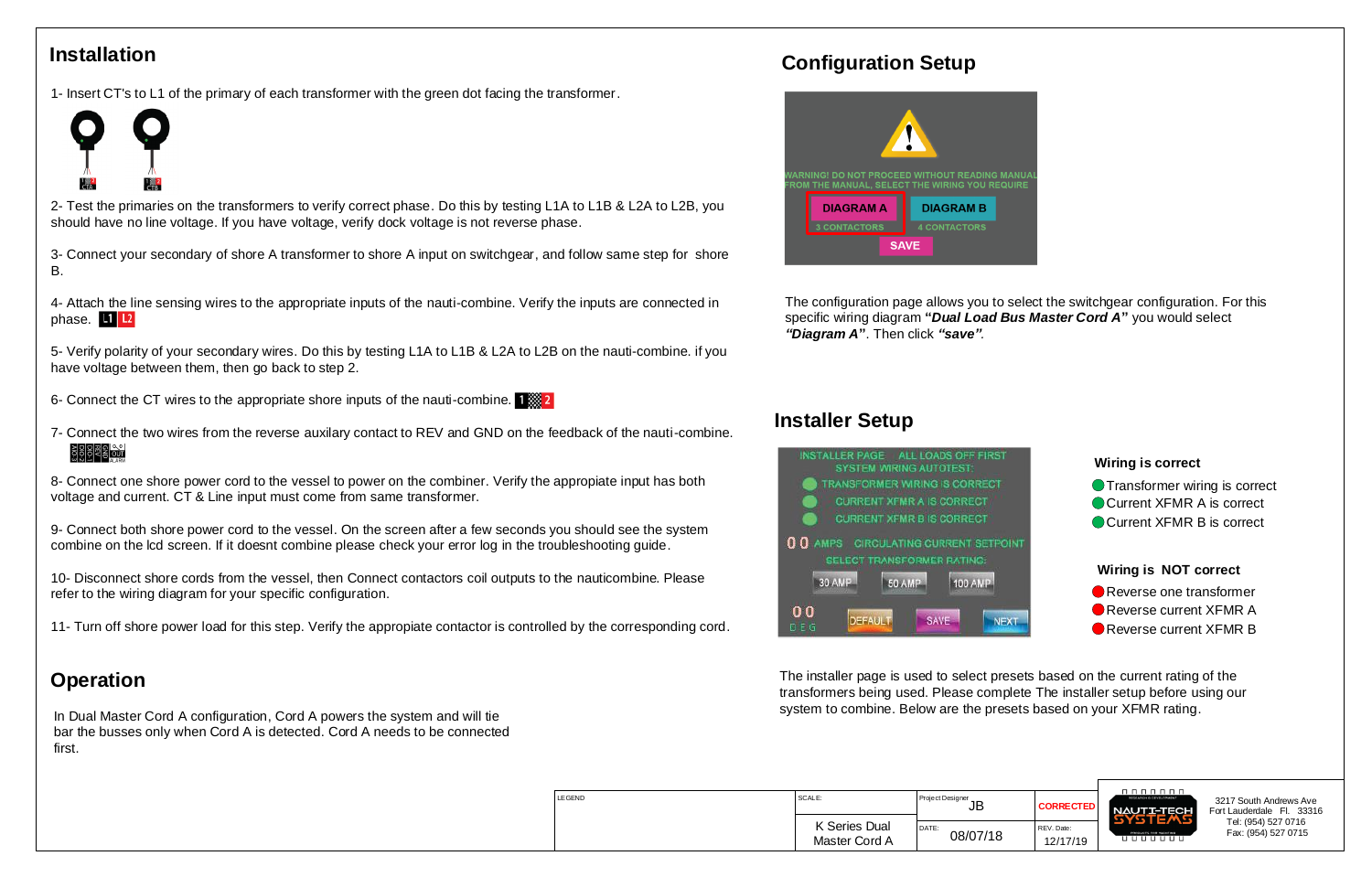## Installation

1- Insert CT's to L1 of the primary of each transformer with the green dot facing the transformer.

2- Test the primaries on the transformers to verify correct phase. Do this by testing L1A to L1B & L2A to L2B, you should have no line voltage. If you have voltage, verify dock voltage is not reverse phase.

3- Connect your secondary of shore A transformer to shore A input on switchgear, and follow same step for shore B.

4- Attach the line sensing wires to the appropriate inputs of the nauti-combine. Verify the inputs are connected in phase. L1 L2

5- Verify polarity of your secondary wires. Do this by testing L1A to L1B & L2A to L2B on the nauti-combine. if you have voltage between them, then go back to step 2.

6- Connect the CT wires to the appropriate shore inputs of the nauti-combine. 1 2

7- Connect the two wires from the reverse auxilary contact to REV and GND on the feedback of the nauti-combine.

8- Connect one shore power cord to the vessel to power on the combiner. Verify the appropiate input has both voltage and current. CT & Line input must come from same transformer.

9- Connect both shore power cord to the vessel. On the screen after a few seconds you should see the system combine on the lcd screen. If it doesnt combine please check your error log in the troubleshooting guide.

10- Disconnect shore cords from the vessel, then Connect contactors coil outputs to the nauticombine. Please refer to the wiring diagram for your specific configuration.

11- Turn off shore power load for this step. Verify the appropiate contactor is controlled by the corresponding cord.

## Operation

In Dual Master Cord A configuration, Cord A powers the system and will tie bar the busses only when Cord A is detected. Cord A needs to be connected first.

## Configuration Setup

WARNING! DO NOT PROCEED WITHOUT READING MANUAL FROM THE MANUAL, SELECT THE WIRING YOU REQUIRE

DIAGRAM A — 3 CONTACTORS

DIAGRAM B — 4 CONTACTORS

SAVE

The configuration page allows you to select the switchgear configuration. For this specific wiring diagram **"*Dual Load Bus Master Cord A*"** you would select ***"Diagram A"***. Then click ***"save"***.

## Installer Setup

INSTALLER PAGE ALL LOADS OFF FIRST

SYSTEM WIRING AUTOTEST:

TRANSFORMER WIRING IS CORRECT

CURRENT XFMR A IS CORRECT

CURRENT XFMR B IS CORRECT

0 0 AMPS CIRCULATING CURRENT SETPOINT

SELECT TRANSFORMER RATING:

30 AMP 50 AMP 100 AMP

0 0 DEG DEFAULT SAVE NEXT

**Wiring is correct**

- Transformer wiring is correct
- Current XFMR A is correct
- Current XFMR B is correct

**Wiring is NOT correct**

- Reverse one transformer
- Reverse current XFMR A
- Reverse current XFMR B

The installer page is used to select presets based on the current rating of the transformers being used. Please complete The installer setup before using our system to combine. Below are the presets based on your XFMR rating.

| LEGEND | SCALE: | Project Designer | CORRECTED |
|---|---|---|---|
| | K Series Dual Master Cord A | JB | |
| | | DATE: 08/07/18 | REV. Date: 12/17/19 |

NAUTI-TECH SYSTEMS

3217 South Andrews Ave
Fort Lauderdale Fl. 33316
Tel: (954) 527 0716
Fax: (954) 527 0715